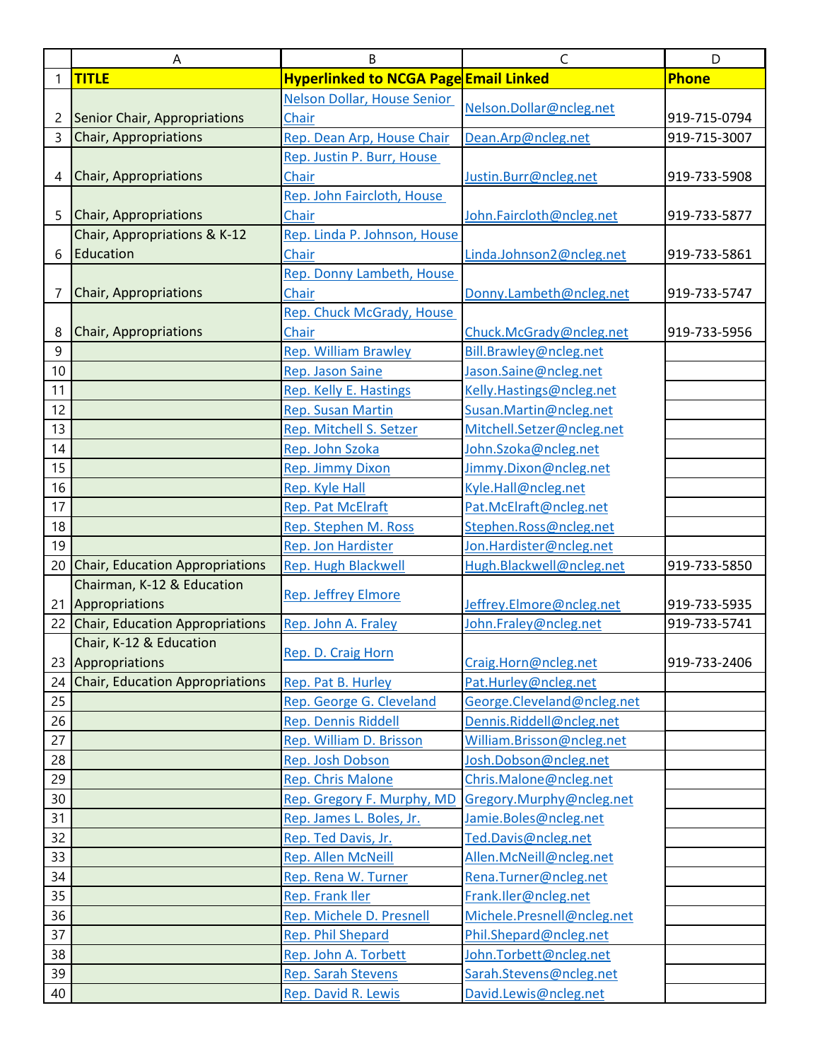| | A | B | C | D |
|---|---|---|---|---|
| 1 | TITLE | Hyperlinked to NCGA Page | Email Linked | Phone |
| 2 | Senior Chair, Appropriations | Nelson Dollar, House Senior Chair | Nelson.Dollar@ncleg.net | 919-715-0794 |
| 3 | Chair, Appropriations | Rep. Dean Arp, House Chair | Dean.Arp@ncleg.net | 919-715-3007 |
| 4 | Chair, Appropriations | Rep. Justin P. Burr, House Chair | Justin.Burr@ncleg.net | 919-733-5908 |
| 5 | Chair, Appropriations | Rep. John Faircloth, House Chair | John.Faircloth@ncleg.net | 919-733-5877 |
| 6 | Chair, Appropriations & K-12 Education | Rep. Linda P. Johnson, House Chair | Linda.Johnson2@ncleg.net | 919-733-5861 |
| 7 | Chair, Appropriations | Rep. Donny Lambeth, House Chair | Donny.Lambeth@ncleg.net | 919-733-5747 |
| 8 | Chair, Appropriations | Rep. Chuck McGrady, House Chair | Chuck.McGrady@ncleg.net | 919-733-5956 |
| 9 | | Rep. William Brawley | Bill.Brawley@ncleg.net | |
| 10 | | Rep. Jason Saine | Jason.Saine@ncleg.net | |
| 11 | | Rep. Kelly E. Hastings | Kelly.Hastings@ncleg.net | |
| 12 | | Rep. Susan Martin | Susan.Martin@ncleg.net | |
| 13 | | Rep. Mitchell S. Setzer | Mitchell.Setzer@ncleg.net | |
| 14 | | Rep. John Szoka | John.Szoka@ncleg.net | |
| 15 | | Rep. Jimmy Dixon | Jimmy.Dixon@ncleg.net | |
| 16 | | Rep. Kyle Hall | Kyle.Hall@ncleg.net | |
| 17 | | Rep. Pat McElraft | Pat.McElraft@ncleg.net | |
| 18 | | Rep. Stephen M. Ross | Stephen.Ross@ncleg.net | |
| 19 | | Rep. Jon Hardister | Jon.Hardister@ncleg.net | |
| 20 | Chair, Education Appropriations | Rep. Hugh Blackwell | Hugh.Blackwell@ncleg.net | 919-733-5850 |
| 21 | Chairman, K-12 & Education Appropriations | Rep. Jeffrey Elmore | Jeffrey.Elmore@ncleg.net | 919-733-5935 |
| 22 | Chair, Education Appropriations | Rep. John A. Fraley | John.Fraley@ncleg.net | 919-733-5741 |
| 23 | Chair, K-12 & Education Appropriations | Rep. D. Craig Horn | Craig.Horn@ncleg.net | 919-733-2406 |
| 24 | Chair, Education Appropriations | Rep. Pat B. Hurley | Pat.Hurley@ncleg.net | |
| 25 | | Rep. George G. Cleveland | George.Cleveland@ncleg.net | |
| 26 | | Rep. Dennis Riddell | Dennis.Riddell@ncleg.net | |
| 27 | | Rep. William D. Brisson | William.Brisson@ncleg.net | |
| 28 | | Rep. Josh Dobson | Josh.Dobson@ncleg.net | |
| 29 | | Rep. Chris Malone | Chris.Malone@ncleg.net | |
| 30 | | Rep. Gregory F. Murphy, MD | Gregory.Murphy@ncleg.net | |
| 31 | | Rep. James L. Boles, Jr. | Jamie.Boles@ncleg.net | |
| 32 | | Rep. Ted Davis, Jr. | Ted.Davis@ncleg.net | |
| 33 | | Rep. Allen McNeill | Allen.McNeill@ncleg.net | |
| 34 | | Rep. Rena W. Turner | Rena.Turner@ncleg.net | |
| 35 | | Rep. Frank Iler | Frank.Iler@ncleg.net | |
| 36 | | Rep. Michele D. Presnell | Michele.Presnell@ncleg.net | |
| 37 | | Rep. Phil Shepard | Phil.Shepard@ncleg.net | |
| 38 | | Rep. John A. Torbett | John.Torbett@ncleg.net | |
| 39 | | Rep. Sarah Stevens | Sarah.Stevens@ncleg.net | |
| 40 | | Rep. David R. Lewis | David.Lewis@ncleg.net | |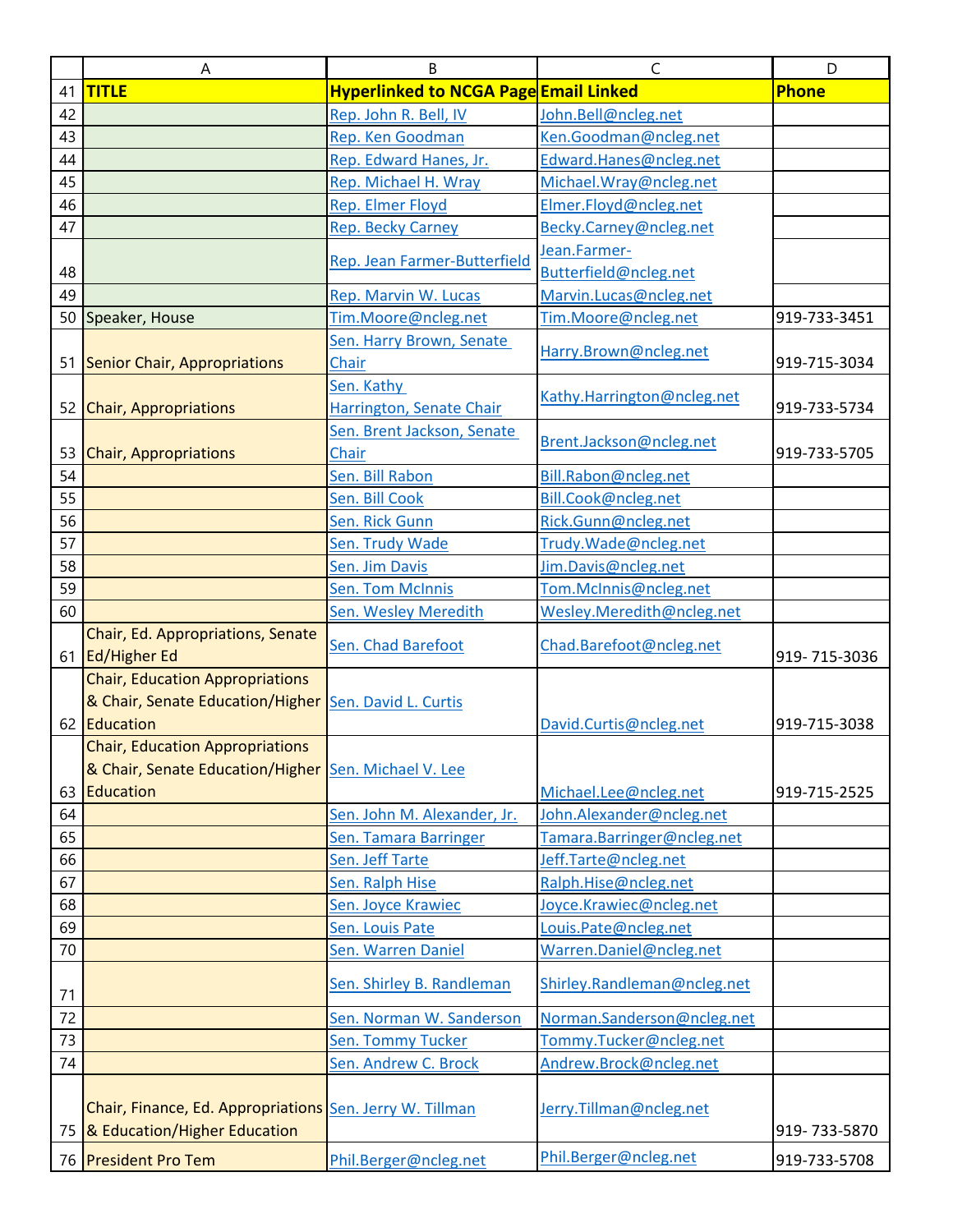| | A | B | C | D |
|---|---|---|---|---|
| 41 | **TITLE** | **Hyperlinked to NCGA Page** | **Email Linked** | **Phone** |
| 42 | | Rep. John R. Bell, IV | John.Bell@ncleg.net | |
| 43 | | Rep. Ken Goodman | Ken.Goodman@ncleg.net | |
| 44 | | Rep. Edward Hanes, Jr. | Edward.Hanes@ncleg.net | |
| 45 | | Rep. Michael H. Wray | Michael.Wray@ncleg.net | |
| 46 | | Rep. Elmer Floyd | Elmer.Floyd@ncleg.net | |
| 47 | | Rep. Becky Carney | Becky.Carney@ncleg.net | |
| 48 | | Rep. Jean Farmer-Butterfield | Jean.Farmer-Butterfield@ncleg.net | |
| 49 | | Rep. Marvin W. Lucas | Marvin.Lucas@ncleg.net | |
| 50 | Speaker, House | Tim.Moore@ncleg.net | Tim.Moore@ncleg.net | 919-733-3451 |
| 51 | Senior Chair, Appropriations | Sen. Harry Brown, Senate Chair | Harry.Brown@ncleg.net | 919-715-3034 |
| 52 | Chair, Appropriations | Sen. Kathy Harrington, Senate Chair | Kathy.Harrington@ncleg.net | 919-733-5734 |
| 53 | Chair, Appropriations | Sen. Brent Jackson, Senate Chair | Brent.Jackson@ncleg.net | 919-733-5705 |
| 54 | | Sen. Bill Rabon | Bill.Rabon@ncleg.net | |
| 55 | | Sen. Bill Cook | Bill.Cook@ncleg.net | |
| 56 | | Sen. Rick Gunn | Rick.Gunn@ncleg.net | |
| 57 | | Sen. Trudy Wade | Trudy.Wade@ncleg.net | |
| 58 | | Sen. Jim Davis | Jim.Davis@ncleg.net | |
| 59 | | Sen. Tom McInnis | Tom.McInnis@ncleg.net | |
| 60 | | Sen. Wesley Meredith | Wesley.Meredith@ncleg.net | |
| 61 | Chair, Ed. Appropriations, Senate Ed/Higher Ed | Sen. Chad Barefoot | Chad.Barefoot@ncleg.net | 919- 715-3036 |
| 62 | Chair, Education Appropriations & Chair, Senate Education/Higher Education | Sen. David L. Curtis | David.Curtis@ncleg.net | 919-715-3038 |
| 63 | Chair, Education Appropriations & Chair, Senate Education/Higher Education | Sen. Michael V. Lee | Michael.Lee@ncleg.net | 919-715-2525 |
| 64 | | Sen. John M. Alexander, Jr. | John.Alexander@ncleg.net | |
| 65 | | Sen. Tamara Barringer | Tamara.Barringer@ncleg.net | |
| 66 | | Sen. Jeff Tarte | Jeff.Tarte@ncleg.net | |
| 67 | | Sen. Ralph Hise | Ralph.Hise@ncleg.net | |
| 68 | | Sen. Joyce Krawiec | Joyce.Krawiec@ncleg.net | |
| 69 | | Sen. Louis Pate | Louis.Pate@ncleg.net | |
| 70 | | Sen. Warren Daniel | Warren.Daniel@ncleg.net | |
| 71 | | Sen. Shirley B. Randleman | Shirley.Randleman@ncleg.net | |
| 72 | | Sen. Norman W. Sanderson | Norman.Sanderson@ncleg.net | |
| 73 | | Sen. Tommy Tucker | Tommy.Tucker@ncleg.net | |
| 74 | | Sen. Andrew C. Brock | Andrew.Brock@ncleg.net | |
| 75 | Chair, Finance, Ed. Appropriations & Education/Higher Education | Sen. Jerry W. Tillman | Jerry.Tillman@ncleg.net | 919- 733-5870 |
| 76 | President Pro Tem | Phil.Berger@ncleg.net | Phil.Berger@ncleg.net | 919-733-5708 |